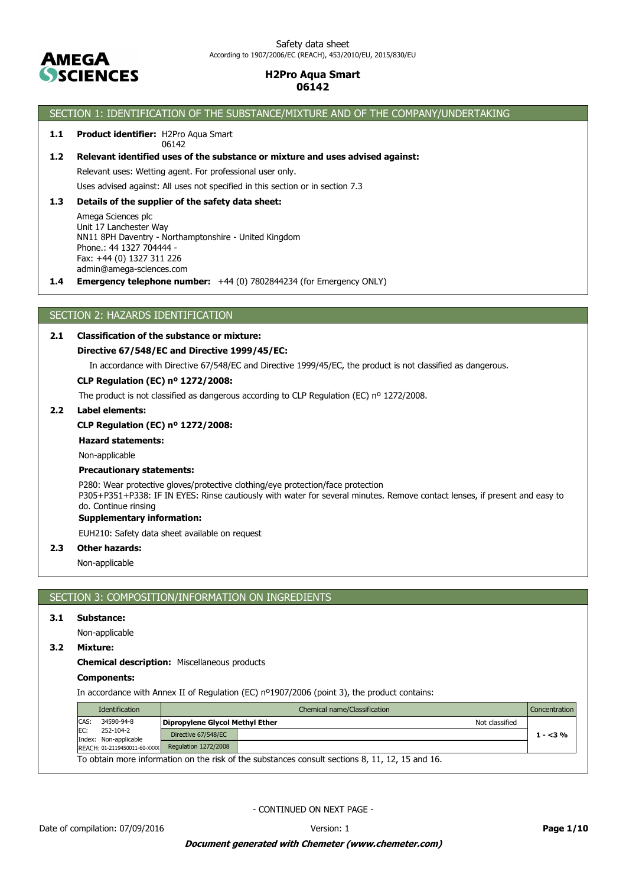Safety data sheet
According to 1907/2006/EC (REACH), 453/2010/EU, 2015/830/EU

**AMEGA SCIENCES**

**H2Pro Aqua Smart**
**06142**

## SECTION 1: IDENTIFICATION OF THE SUBSTANCE/MIXTURE AND OF THE COMPANY/UNDERTAKING

**1.1 Product identifier:** H2Pro Aqua Smart
06142

**1.2 Relevant identified uses of the substance or mixture and uses advised against:**

Relevant uses: Wetting agent. For professional user only.

Uses advised against: All uses not specified in this section or in section 7.3

**1.3 Details of the supplier of the safety data sheet:**

Amega Sciences plc
Unit 17 Lanchester Way
NN11 8PH Daventry - Northamptonshire - United Kingdom
Phone.: 44 1327 704444 -
Fax: +44 (0) 1327 311 226
admin@amega-sciences.com

**1.4 Emergency telephone number:** +44 (0) 7802844234 (for Emergency ONLY)

## SECTION 2: HAZARDS IDENTIFICATION

**2.1 Classification of the substance or mixture:**

**Directive 67/548/EC and Directive 1999/45/EC:**

In accordance with Directive 67/548/EC and Directive 1999/45/EC, the product is not classified as dangerous.

**CLP Regulation (EC) nº 1272/2008:**

The product is not classified as dangerous according to CLP Regulation (EC) nº 1272/2008.

**2.2 Label elements:**

**CLP Regulation (EC) nº 1272/2008:**

**Hazard statements:**

Non-applicable

**Precautionary statements:**

P280: Wear protective gloves/protective clothing/eye protection/face protection
P305+P351+P338: IF IN EYES: Rinse cautiously with water for several minutes. Remove contact lenses, if present and easy to do. Continue rinsing

**Supplementary information:**

EUH210: Safety data sheet available on request

**2.3 Other hazards:**

Non-applicable

## SECTION 3: COMPOSITION/INFORMATION ON INGREDIENTS

**3.1 Substance:**

Non-applicable

**3.2 Mixture:**

**Chemical description:** Miscellaneous products

**Components:**

In accordance with Annex II of Regulation (EC) nº1907/2006 (point 3), the product contains:

| Identification | Chemical name/Classification | | Concentration |
|---|---|---|---|
| CAS: 34590-94-8<br>EC: 252-104-2<br>Index: Non-applicable<br>REACH: 01-2119450011-60-XXXX | **Dipropylene Glycol Methyl Ether** | Not classified | 1 - <3 % |
| | Directive 67/548/EC | | |
| | Regulation 1272/2008 | | |

To obtain more information on the risk of the substances consult sections 8, 11, 12, 15 and 16.

- CONTINUED ON NEXT PAGE -

Date of compilation: 07/09/2016 Version: 1

***Document generated with Chemeter (www.chemeter.com)***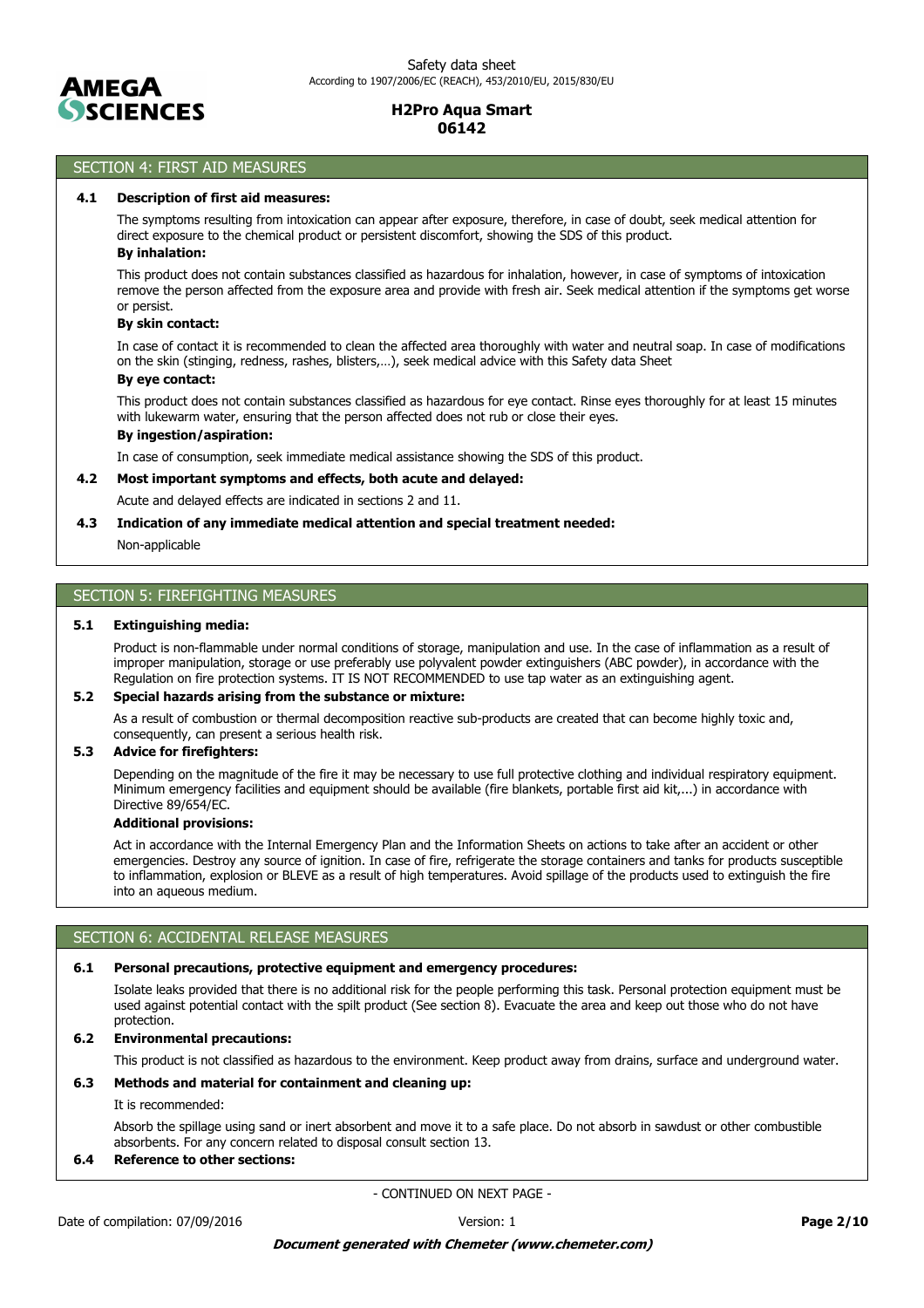## SECTION 4: FIRST AID MEASURES

**4.1 Description of first aid measures:**

The symptoms resulting from intoxication can appear after exposure, therefore, in case of doubt, seek medical attention for direct exposure to the chemical product or persistent discomfort, showing the SDS of this product.

**By inhalation:**

This product does not contain substances classified as hazardous for inhalation, however, in case of symptoms of intoxication remove the person affected from the exposure area and provide with fresh air. Seek medical attention if the symptoms get worse or persist.

**By skin contact:**

In case of contact it is recommended to clean the affected area thoroughly with water and neutral soap. In case of modifications on the skin (stinging, redness, rashes, blisters,…), seek medical advice with this Safety data Sheet

**By eye contact:**

This product does not contain substances classified as hazardous for eye contact. Rinse eyes thoroughly for at least 15 minutes with lukewarm water, ensuring that the person affected does not rub or close their eyes.

**By ingestion/aspiration:**

In case of consumption, seek immediate medical assistance showing the SDS of this product.

**4.2 Most important symptoms and effects, both acute and delayed:**

Acute and delayed effects are indicated in sections 2 and 11.

**4.3 Indication of any immediate medical attention and special treatment needed:**

Non-applicable

## SECTION 5: FIREFIGHTING MEASURES

**5.1 Extinguishing media:**

Product is non-flammable under normal conditions of storage, manipulation and use. In the case of inflammation as a result of improper manipulation, storage or use preferably use polyvalent powder extinguishers (ABC powder), in accordance with the Regulation on fire protection systems. IT IS NOT RECOMMENDED to use tap water as an extinguishing agent.

**5.2 Special hazards arising from the substance or mixture:**

As a result of combustion or thermal decomposition reactive sub-products are created that can become highly toxic and, consequently, can present a serious health risk.

**5.3 Advice for firefighters:**

Depending on the magnitude of the fire it may be necessary to use full protective clothing and individual respiratory equipment. Minimum emergency facilities and equipment should be available (fire blankets, portable first aid kit,...) in accordance with Directive 89/654/EC.

**Additional provisions:**

Act in accordance with the Internal Emergency Plan and the Information Sheets on actions to take after an accident or other emergencies. Destroy any source of ignition. In case of fire, refrigerate the storage containers and tanks for products susceptible to inflammation, explosion or BLEVE as a result of high temperatures. Avoid spillage of the products used to extinguish the fire into an aqueous medium.

## SECTION 6: ACCIDENTAL RELEASE MEASURES

**6.1 Personal precautions, protective equipment and emergency procedures:**

Isolate leaks provided that there is no additional risk for the people performing this task. Personal protection equipment must be used against potential contact with the spilt product (See section 8). Evacuate the area and keep out those who do not have protection.

**6.2 Environmental precautions:**

This product is not classified as hazardous to the environment. Keep product away from drains, surface and underground water.

**6.3 Methods and material for containment and cleaning up:**

It is recommended:

Absorb the spillage using sand or inert absorbent and move it to a safe place. Do not absorb in sawdust or other combustible absorbents. For any concern related to disposal consult section 13.

**6.4 Reference to other sections:**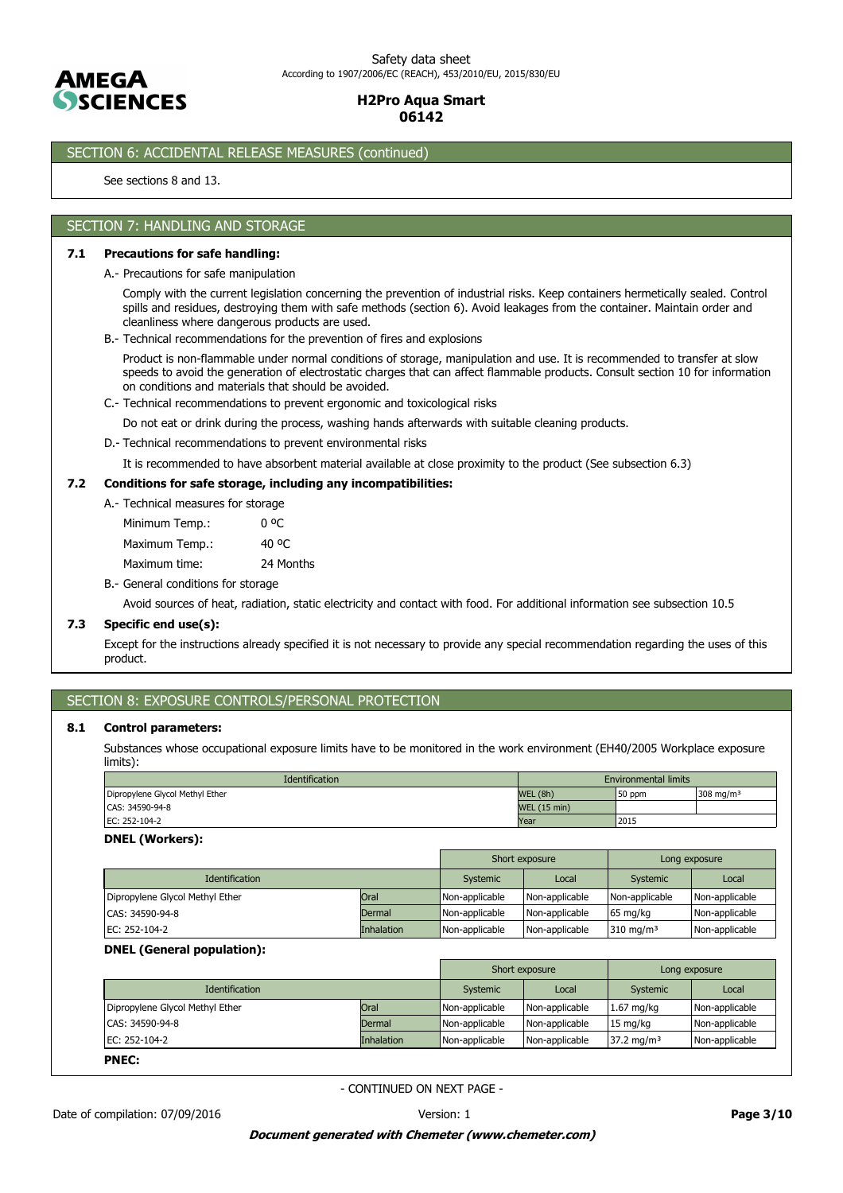## SECTION 6: ACCIDENTAL RELEASE MEASURES (continued)

See sections 8 and 13.

## SECTION 7: HANDLING AND STORAGE

### 7.1 Precautions for safe handling:

A.- Precautions for safe manipulation

Comply with the current legislation concerning the prevention of industrial risks. Keep containers hermetically sealed. Control spills and residues, destroying them with safe methods (section 6). Avoid leakages from the container. Maintain order and cleanliness where dangerous products are used.

B.- Technical recommendations for the prevention of fires and explosions

Product is non-flammable under normal conditions of storage, manipulation and use. It is recommended to transfer at slow speeds to avoid the generation of electrostatic charges that can affect flammable products. Consult section 10 for information on conditions and materials that should be avoided.

C.- Technical recommendations to prevent ergonomic and toxicological risks

Do not eat or drink during the process, washing hands afterwards with suitable cleaning products.

D.- Technical recommendations to prevent environmental risks

It is recommended to have absorbent material available at close proximity to the product (See subsection 6.3)

### 7.2 Conditions for safe storage, including any incompatibilities:

A.- Technical measures for storage

| | |
|---|---|
| Minimum Temp.: | 0 ºC |
| Maximum Temp.: | 40 ºC |
| Maximum time: | 24 Months |

B.- General conditions for storage

Avoid sources of heat, radiation, static electricity and contact with food. For additional information see subsection 10.5

### 7.3 Specific end use(s):

Except for the instructions already specified it is not necessary to provide any special recommendation regarding the uses of this product.

## SECTION 8: EXPOSURE CONTROLS/PERSONAL PROTECTION

### 8.1 Control parameters:

Substances whose occupational exposure limits have to be monitored in the work environment (EH40/2005 Workplace exposure limits):

| Identification | Environmental limits | | |
|---|---|---|---|
| Dipropylene Glycol Methyl Ether | WEL (8h) | 50 ppm | 308 mg/m³ |
| CAS: 34590-94-8 | WEL (15 min) | | |
| EC: 252-104-2 | Year | 2015 | |

**DNEL (Workers):**

| | | Short exposure | | Long exposure | |
|---|---|---|---|---|---|
| Identification | | Systemic | Local | Systemic | Local |
| Dipropylene Glycol Methyl Ether | Oral | Non-applicable | Non-applicable | Non-applicable | Non-applicable |
| CAS: 34590-94-8 | Dermal | Non-applicable | Non-applicable | 65 mg/kg | Non-applicable |
| EC: 252-104-2 | Inhalation | Non-applicable | Non-applicable | 310 mg/m³ | Non-applicable |

**DNEL (General population):**

| | | Short exposure | | Long exposure | |
|---|---|---|---|---|---|
| Identification | | Systemic | Local | Systemic | Local |
| Dipropylene Glycol Methyl Ether | Oral | Non-applicable | Non-applicable | 1.67 mg/kg | Non-applicable |
| CAS: 34590-94-8 | Dermal | Non-applicable | Non-applicable | 15 mg/kg | Non-applicable |
| EC: 252-104-2 | Inhalation | Non-applicable | Non-applicable | 37.2 mg/m³ | Non-applicable |

**PNEC:**

- CONTINUED ON NEXT PAGE -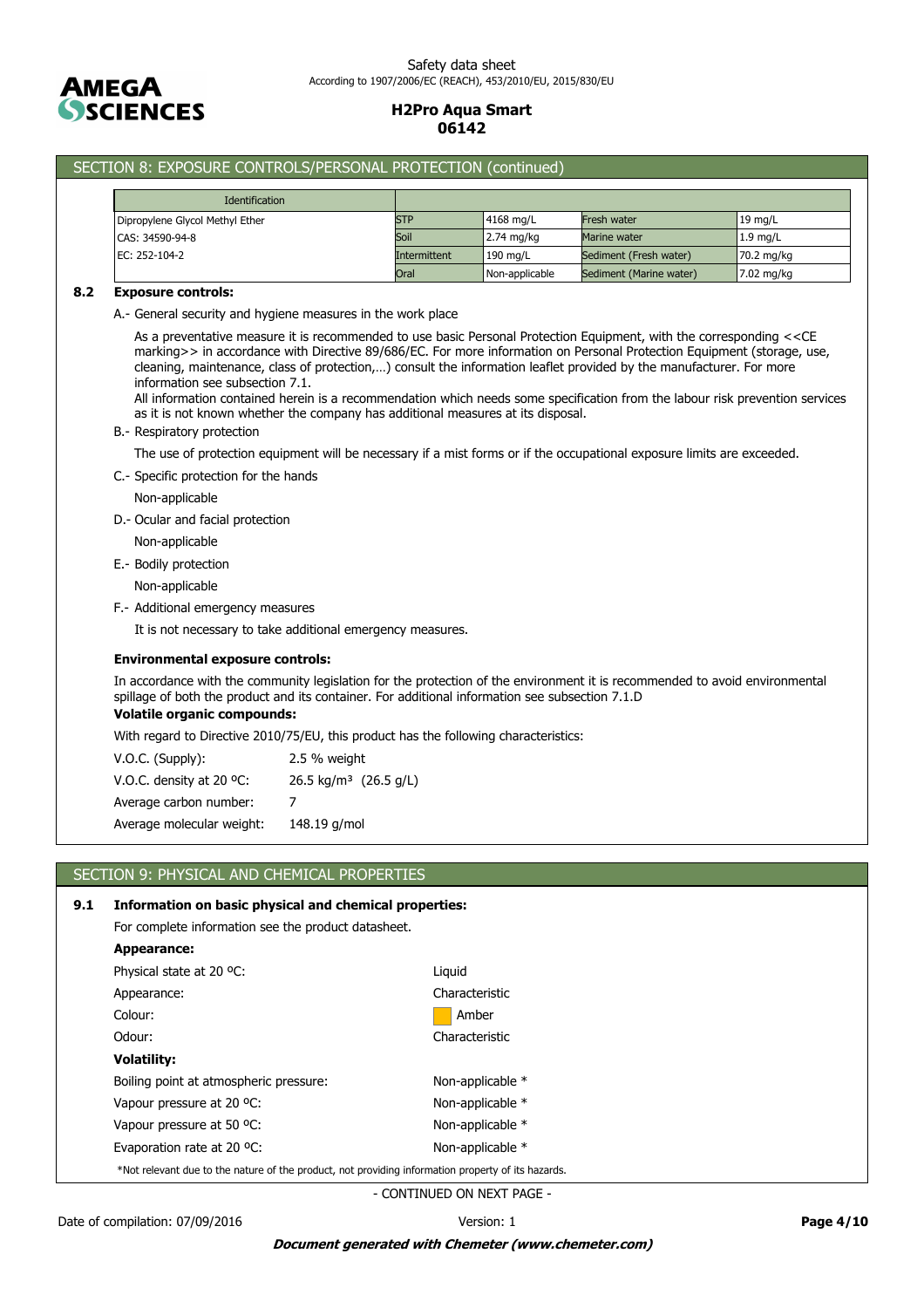## SECTION 8: EXPOSURE CONTROLS/PERSONAL PROTECTION (continued)

| Identification | | | | |
|---|---|---|---|---|
| Dipropylene Glycol Methyl Ether | STP | 4168 mg/L | Fresh water | 19 mg/L |
| CAS: 34590-94-8 | Soil | 2.74 mg/kg | Marine water | 1.9 mg/L |
| EC: 252-104-2 | Intermittent | 190 mg/L | Sediment (Fresh water) | 70.2 mg/kg |
| | Oral | Non-applicable | Sediment (Marine water) | 7.02 mg/kg |

**8.2 Exposure controls:**

A.- General security and hygiene measures in the work place

As a preventative measure it is recommended to use basic Personal Protection Equipment, with the corresponding <<CE marking>> in accordance with Directive 89/686/EC. For more information on Personal Protection Equipment (storage, use, cleaning, maintenance, class of protection,…) consult the information leaflet provided by the manufacturer. For more information see subsection 7.1.
All information contained herein is a recommendation which needs some specification from the labour risk prevention services as it is not known whether the company has additional measures at its disposal.

B.- Respiratory protection

The use of protection equipment will be necessary if a mist forms or if the occupational exposure limits are exceeded.

C.- Specific protection for the hands

Non-applicable

D.- Ocular and facial protection

Non-applicable

E.- Bodily protection

Non-applicable

F.- Additional emergency measures

It is not necessary to take additional emergency measures.

**Environmental exposure controls:**

In accordance with the community legislation for the protection of the environment it is recommended to avoid environmental spillage of both the product and its container. For additional information see subsection 7.1.D

**Volatile organic compounds:**

With regard to Directive 2010/75/EU, this product has the following characteristics:

| | |
|---|---|
| V.O.C. (Supply): | 2.5 % weight |
| V.O.C. density at 20 ºC: | 26.5 kg/m³ (26.5 g/L) |
| Average carbon number: | 7 |
| Average molecular weight: | 148.19 g/mol |

## SECTION 9: PHYSICAL AND CHEMICAL PROPERTIES

**9.1 Information on basic physical and chemical properties:**

For complete information see the product datasheet.

**Appearance:**

| | |
|---|---|
| Physical state at 20 ºC: | Liquid |
| Appearance: | Characteristic |
| Colour: | Amber |
| Odour: | Characteristic |

**Volatility:**

| | |
|---|---|
| Boiling point at atmospheric pressure: | Non-applicable * |
| Vapour pressure at 20 ºC: | Non-applicable * |
| Vapour pressure at 50 ºC: | Non-applicable * |
| Evaporation rate at 20 ºC: | Non-applicable * |

*Not relevant due to the nature of the product, not providing information property of its hazards.

- CONTINUED ON NEXT PAGE -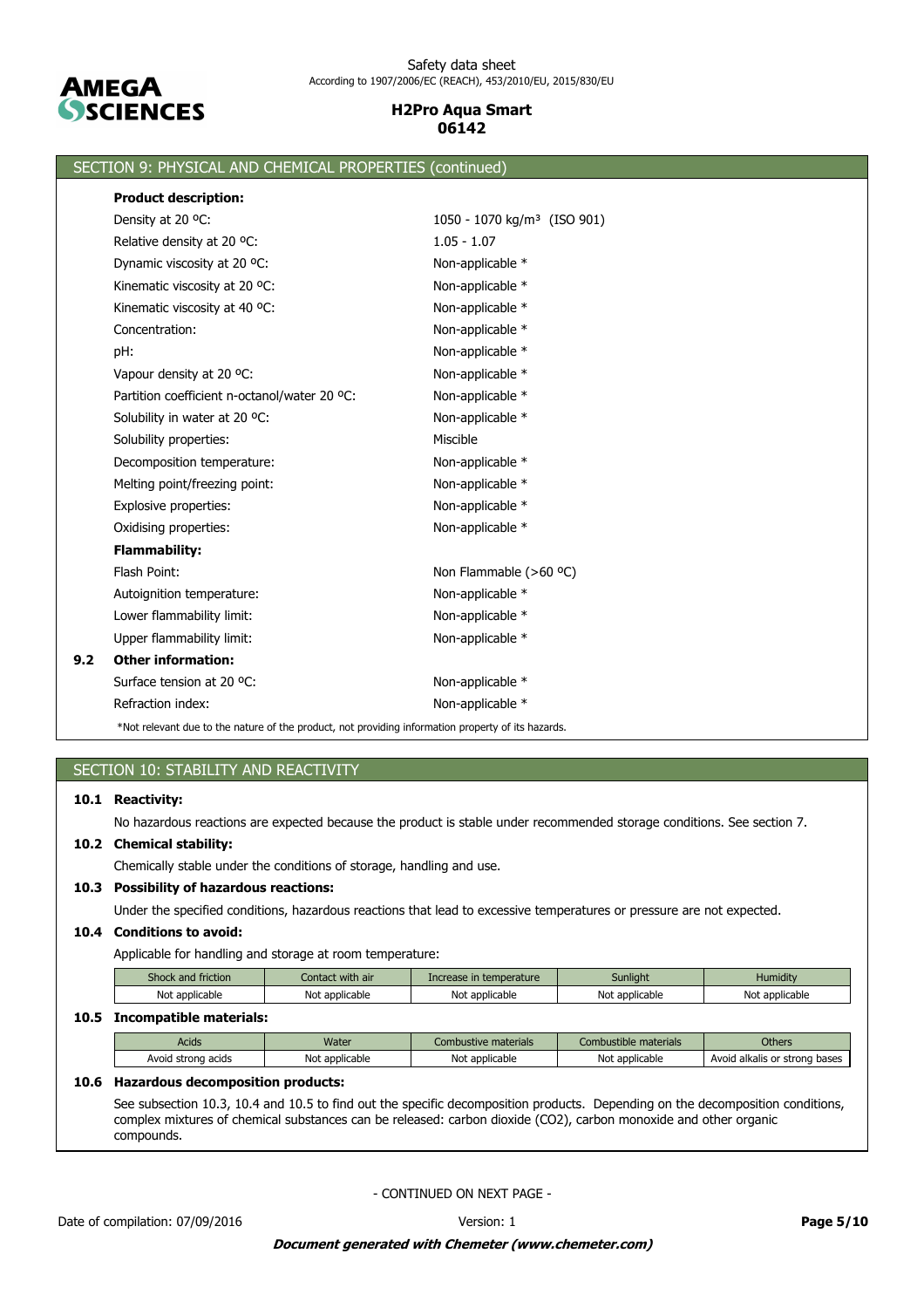## SECTION 9: PHYSICAL AND CHEMICAL PROPERTIES (continued)

**Product description:**

| | |
|---|---|
| Density at 20 ºC: | 1050 - 1070 kg/m³ (ISO 901) |
| Relative density at 20 ºC: | 1.05 - 1.07 |
| Dynamic viscosity at 20 ºC: | Non-applicable * |
| Kinematic viscosity at 20 ºC: | Non-applicable * |
| Kinematic viscosity at 40 ºC: | Non-applicable * |
| Concentration: | Non-applicable * |
| pH: | Non-applicable * |
| Vapour density at 20 ºC: | Non-applicable * |
| Partition coefficient n-octanol/water 20 ºC: | Non-applicable * |
| Solubility in water at 20 ºC: | Non-applicable * |
| Solubility properties: | Miscible |
| Decomposition temperature: | Non-applicable * |
| Melting point/freezing point: | Non-applicable * |
| Explosive properties: | Non-applicable * |
| Oxidising properties: | Non-applicable * |

**Flammability:**

| | |
|---|---|
| Flash Point: | Non Flammable (>60 ºC) |
| Autoignition temperature: | Non-applicable * |
| Lower flammability limit: | Non-applicable * |
| Upper flammability limit: | Non-applicable * |

**9.2 Other information:**

| | |
|---|---|
| Surface tension at 20 ºC: | Non-applicable * |
| Refraction index: | Non-applicable * |

*Not relevant due to the nature of the product, not providing information property of its hazards.

## SECTION 10: STABILITY AND REACTIVITY

**10.1 Reactivity:**

No hazardous reactions are expected because the product is stable under recommended storage conditions. See section 7.

**10.2 Chemical stability:**

Chemically stable under the conditions of storage, handling and use.

**10.3 Possibility of hazardous reactions:**

Under the specified conditions, hazardous reactions that lead to excessive temperatures or pressure are not expected.

**10.4 Conditions to avoid:**

Applicable for handling and storage at room temperature:

| Shock and friction | Contact with air | Increase in temperature | Sunlight | Humidity |
|---|---|---|---|---|
| Not applicable | Not applicable | Not applicable | Not applicable | Not applicable |

**10.5 Incompatible materials:**

| Acids | Water | Combustive materials | Combustible materials | Others |
|---|---|---|---|---|
| Avoid strong acids | Not applicable | Not applicable | Not applicable | Avoid alkalis or strong bases |

**10.6 Hazardous decomposition products:**

See subsection 10.3, 10.4 and 10.5 to find out the specific decomposition products. Depending on the decomposition conditions, complex mixtures of chemical substances can be released: carbon dioxide ($CO_2$), carbon monoxide and other organic compounds.

- CONTINUED ON NEXT PAGE -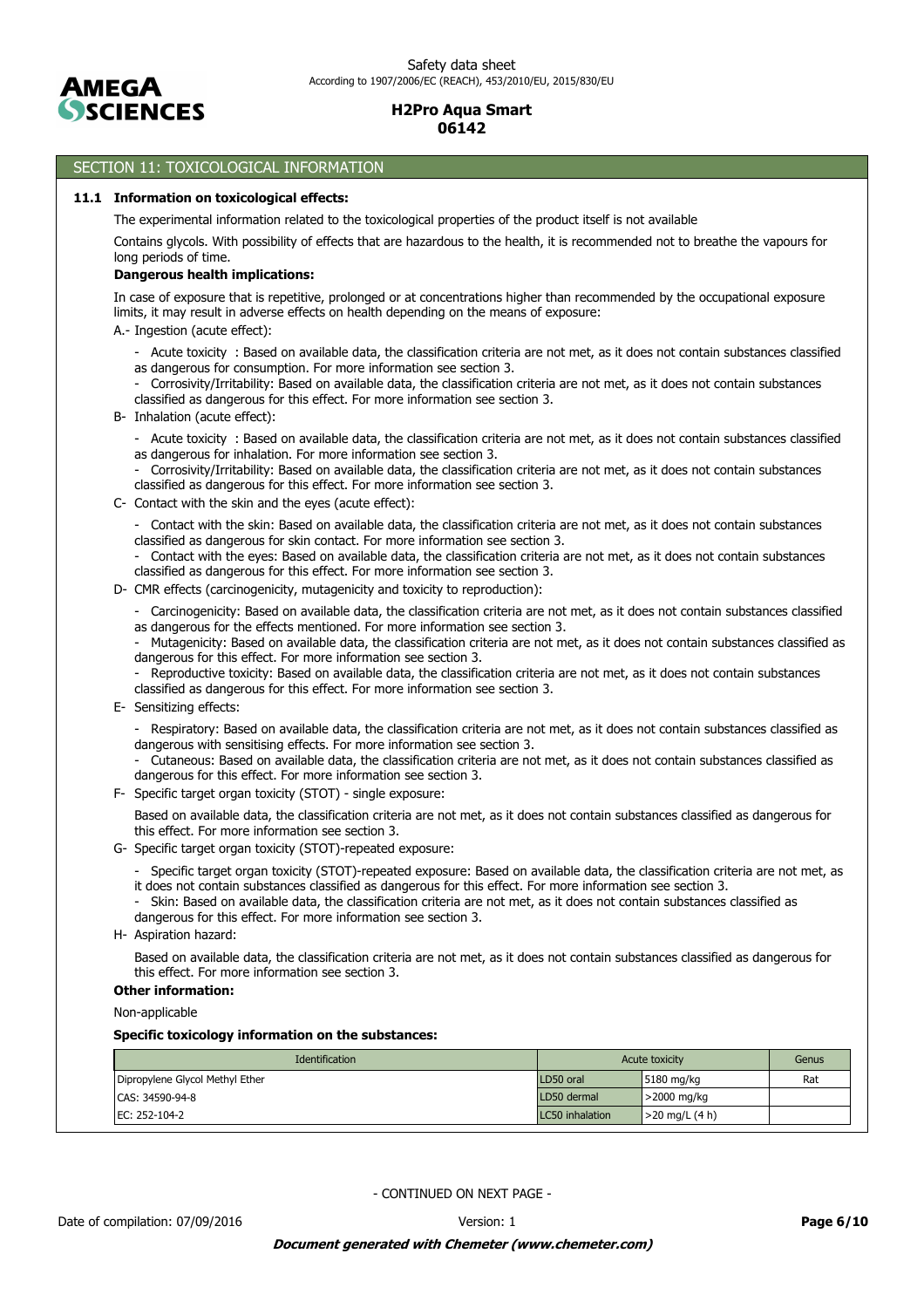## SECTION 11: TOXICOLOGICAL INFORMATION

### 11.1 Information on toxicological effects:

The experimental information related to the toxicological properties of the product itself is not available

Contains glycols. With possibility of effects that are hazardous to the health, it is recommended not to breathe the vapours for long periods of time.

**Dangerous health implications:**

In case of exposure that is repetitive, prolonged or at concentrations higher than recommended by the occupational exposure limits, it may result in adverse effects on health depending on the means of exposure:

A.- Ingestion (acute effect):

- Acute toxicity : Based on available data, the classification criteria are not met, as it does not contain substances classified as dangerous for consumption. For more information see section 3.
- Corrosivity/Irritability: Based on available data, the classification criteria are not met, as it does not contain substances classified as dangerous for this effect. For more information see section 3.

B- Inhalation (acute effect):

- Acute toxicity : Based on available data, the classification criteria are not met, as it does not contain substances classified as dangerous for inhalation. For more information see section 3.
- Corrosivity/Irritability: Based on available data, the classification criteria are not met, as it does not contain substances classified as dangerous for this effect. For more information see section 3.

C- Contact with the skin and the eyes (acute effect):

- Contact with the skin: Based on available data, the classification criteria are not met, as it does not contain substances classified as dangerous for skin contact. For more information see section 3.
- Contact with the eyes: Based on available data, the classification criteria are not met, as it does not contain substances classified as dangerous for this effect. For more information see section 3.

D- CMR effects (carcinogenicity, mutagenicity and toxicity to reproduction):

- Carcinogenicity: Based on available data, the classification criteria are not met, as it does not contain substances classified as dangerous for the effects mentioned. For more information see section 3.
- Mutagenicity: Based on available data, the classification criteria are not met, as it does not contain substances classified as dangerous for this effect. For more information see section 3.
- Reproductive toxicity: Based on available data, the classification criteria are not met, as it does not contain substances classified as dangerous for this effect. For more information see section 3.

E- Sensitizing effects:

- Respiratory: Based on available data, the classification criteria are not met, as it does not contain substances classified as dangerous with sensitising effects. For more information see section 3.
- Cutaneous: Based on available data, the classification criteria are not met, as it does not contain substances classified as dangerous for this effect. For more information see section 3.

F- Specific target organ toxicity (STOT) - single exposure:

Based on available data, the classification criteria are not met, as it does not contain substances classified as dangerous for this effect. For more information see section 3.

G- Specific target organ toxicity (STOT)-repeated exposure:

- Specific target organ toxicity (STOT)-repeated exposure: Based on available data, the classification criteria are not met, as it does not contain substances classified as dangerous for this effect. For more information see section 3.
- Skin: Based on available data, the classification criteria are not met, as it does not contain substances classified as dangerous for this effect. For more information see section 3.

H- Aspiration hazard:

Based on available data, the classification criteria are not met, as it does not contain substances classified as dangerous for this effect. For more information see section 3.

**Other information:**

Non-applicable

**Specific toxicology information on the substances:**

| Identification | Acute toxicity | | Genus |
|---|---|---|---|
| Dipropylene Glycol Methyl Ether | LD50 oral | 5180 mg/kg | Rat |
| CAS: 34590-94-8 | LD50 dermal | >2000 mg/kg | |
| EC: 252-104-2 | LC50 inhalation | >20 mg/L (4 h) | |

- CONTINUED ON NEXT PAGE -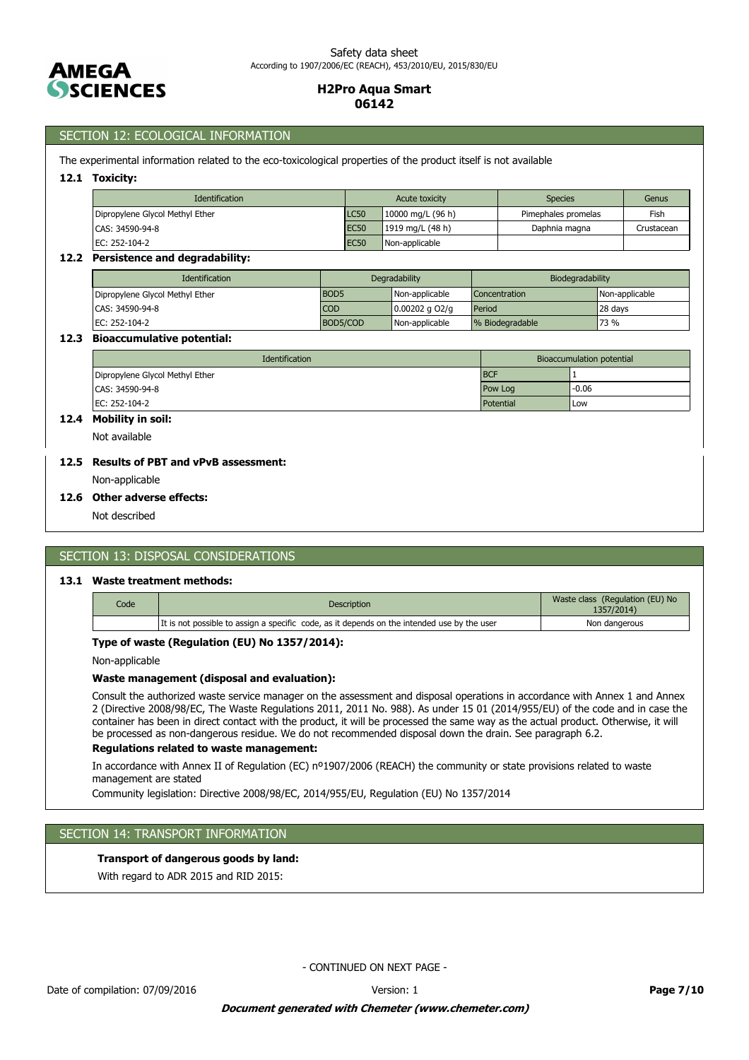## SECTION 12: ECOLOGICAL INFORMATION

The experimental information related to the eco-toxicological properties of the product itself is not available

### 12.1 Toxicity:

| Identification | Acute toxicity | | Species | Genus |
|---|---|---|---|---|
| Dipropylene Glycol Methyl Ether | LC50 | 10000 mg/L (96 h) | Pimephales promelas | Fish |
| CAS: 34590-94-8 | EC50 | 1919 mg/L (48 h) | Daphnia magna | Crustacean |
| EC: 252-104-2 | EC50 | Non-applicable | | |

### 12.2 Persistence and degradability:

| Identification | Degradability | | Biodegradability | |
|---|---|---|---|---|
| Dipropylene Glycol Methyl Ether | BOD5 | Non-applicable | Concentration | Non-applicable |
| CAS: 34590-94-8 | COD | 0.00202 g O2/g | Period | 28 days |
| EC: 252-104-2 | BOD5/COD | Non-applicable | % Biodegradable | 73 % |

### 12.3 Bioaccumulative potential:

| Identification | Bioaccumulation potential | |
|---|---|---|
| Dipropylene Glycol Methyl Ether | BCF | 1 |
| CAS: 34590-94-8 | Pow Log | -0.06 |
| EC: 252-104-2 | Potential | Low |

### 12.4 Mobility in soil:

Not available

### 12.5 Results of PBT and vPvB assessment:

Non-applicable

### 12.6 Other adverse effects:

Not described

## SECTION 13: DISPOSAL CONSIDERATIONS

### 13.1 Waste treatment methods:

| Code | Description | Waste class (Regulation (EU) No 1357/2014) |
|---|---|---|
| | It is not possible to assign a specific code, as it depends on the intended use by the user | Non dangerous |

**Type of waste (Regulation (EU) No 1357/2014):**

Non-applicable

**Waste management (disposal and evaluation):**

Consult the authorized waste service manager on the assessment and disposal operations in accordance with Annex 1 and Annex 2 (Directive 2008/98/EC, The Waste Regulations 2011, 2011 No. 988). As under 15 01 (2014/955/EU) of the code and in case the container has been in direct contact with the product, it will be processed the same way as the actual product. Otherwise, it will be processed as non-dangerous residue. We do not recommended disposal down the drain. See paragraph 6.2.

**Regulations related to waste management:**

In accordance with Annex II of Regulation (EC) nº1907/2006 (REACH) the community or state provisions related to waste management are stated

Community legislation: Directive 2008/98/EC, 2014/955/EU, Regulation (EU) No 1357/2014

## SECTION 14: TRANSPORT INFORMATION

**Transport of dangerous goods by land:**

With regard to ADR 2015 and RID 2015:

- CONTINUED ON NEXT PAGE -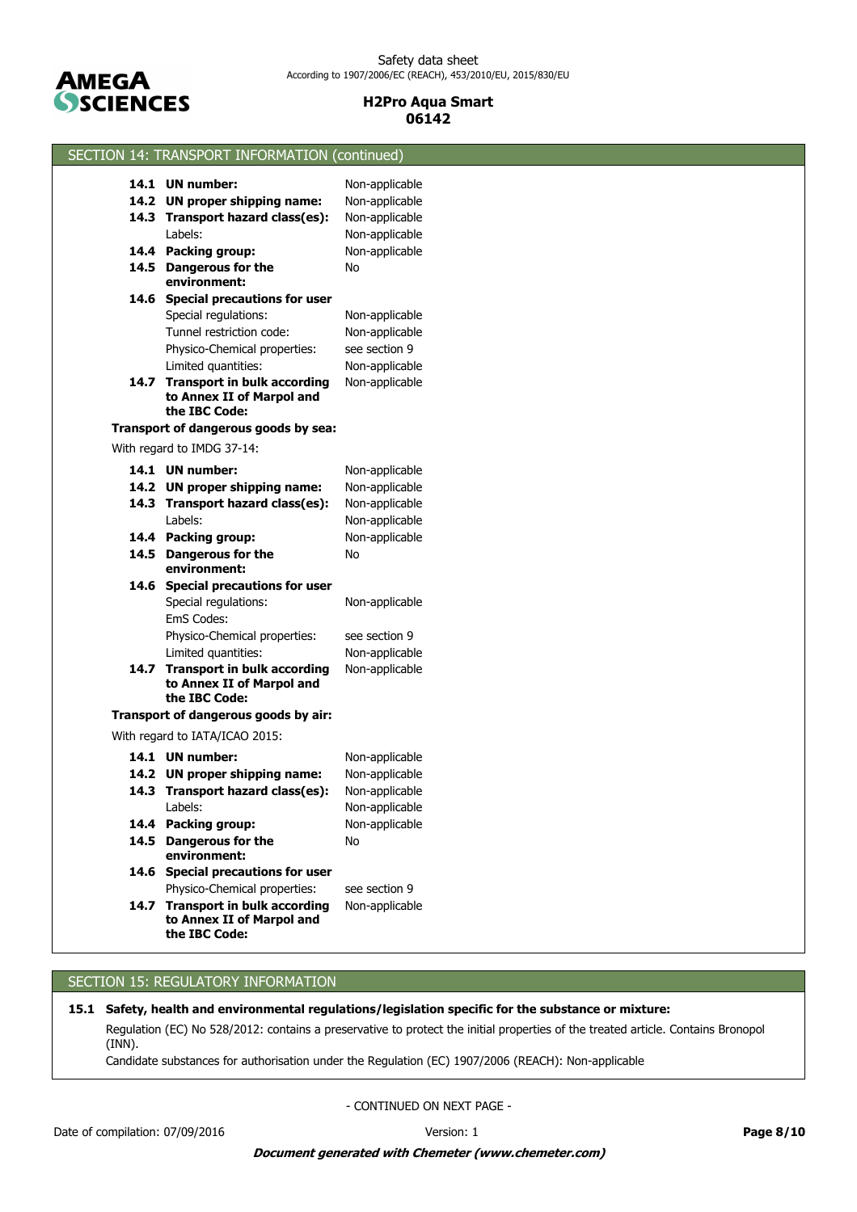## SECTION 14: TRANSPORT INFORMATION (continued)

| | |
|---|---|
| **14.1 UN number:** | Non-applicable |
| **14.2 UN proper shipping name:** | Non-applicable |
| **14.3 Transport hazard class(es):** | Non-applicable |
| Labels: | Non-applicable |
| **14.4 Packing group:** | Non-applicable |
| **14.5 Dangerous for the environment:** | No |
| **14.6 Special precautions for user** | |
| Special regulations: | Non-applicable |
| Tunnel restriction code: | Non-applicable |
| Physico-Chemical properties: | see section 9 |
| Limited quantities: | Non-applicable |
| **14.7 Transport in bulk according to Annex II of Marpol and the IBC Code:** | Non-applicable |

**Transport of dangerous goods by sea:**

With regard to IMDG 37-14:

| | |
|---|---|
| **14.1 UN number:** | Non-applicable |
| **14.2 UN proper shipping name:** | Non-applicable |
| **14.3 Transport hazard class(es):** | Non-applicable |
| Labels: | Non-applicable |
| **14.4 Packing group:** | Non-applicable |
| **14.5 Dangerous for the environment:** | No |
| **14.6 Special precautions for user** | |
| Special regulations: | Non-applicable |
| EmS Codes: | |
| Physico-Chemical properties: | see section 9 |
| Limited quantities: | Non-applicable |
| **14.7 Transport in bulk according to Annex II of Marpol and the IBC Code:** | Non-applicable |

**Transport of dangerous goods by air:**

With regard to IATA/ICAO 2015:

| | |
|---|---|
| **14.1 UN number:** | Non-applicable |
| **14.2 UN proper shipping name:** | Non-applicable |
| **14.3 Transport hazard class(es):** | Non-applicable |
| Labels: | Non-applicable |
| **14.4 Packing group:** | Non-applicable |
| **14.5 Dangerous for the environment:** | No |
| **14.6 Special precautions for user** | |
| Physico-Chemical properties: | see section 9 |
| **14.7 Transport in bulk according to Annex II of Marpol and the IBC Code:** | Non-applicable |

## SECTION 15: REGULATORY INFORMATION

**15.1 Safety, health and environmental regulations/legislation specific for the substance or mixture:**

Regulation (EC) No 528/2012: contains a preservative to protect the initial properties of the treated article. Contains Bronopol (INN).

Candidate substances for authorisation under the Regulation (EC) 1907/2006 (REACH): Non-applicable

- CONTINUED ON NEXT PAGE -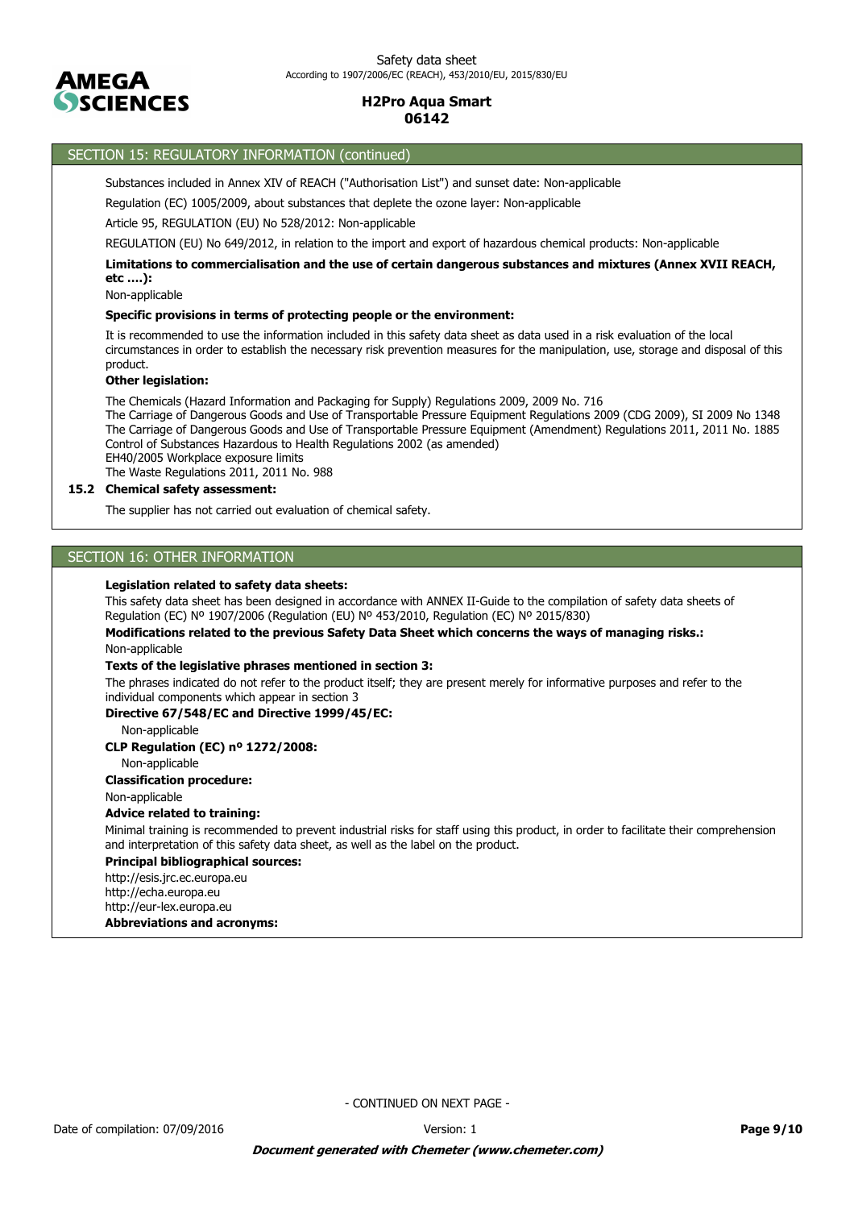## SECTION 15: REGULATORY INFORMATION (continued)

Substances included in Annex XIV of REACH ("Authorisation List") and sunset date: Non-applicable

Regulation (EC) 1005/2009, about substances that deplete the ozone layer: Non-applicable

Article 95, REGULATION (EU) No 528/2012: Non-applicable

REGULATION (EU) No 649/2012, in relation to the import and export of hazardous chemical products: Non-applicable

**Limitations to commercialisation and the use of certain dangerous substances and mixtures (Annex XVII REACH, etc ….):**

Non-applicable

**Specific provisions in terms of protecting people or the environment:**

It is recommended to use the information included in this safety data sheet as data used in a risk evaluation of the local circumstances in order to establish the necessary risk prevention measures for the manipulation, use, storage and disposal of this product.

**Other legislation:**

The Chemicals (Hazard Information and Packaging for Supply) Regulations 2009, 2009 No. 716
The Carriage of Dangerous Goods and Use of Transportable Pressure Equipment Regulations 2009 (CDG 2009), SI 2009 No 1348
The Carriage of Dangerous Goods and Use of Transportable Pressure Equipment (Amendment) Regulations 2011, 2011 No. 1885
Control of Substances Hazardous to Health Regulations 2002 (as amended)
EH40/2005 Workplace exposure limits
The Waste Regulations 2011, 2011 No. 988

### 15.2 Chemical safety assessment:

The supplier has not carried out evaluation of chemical safety.

## SECTION 16: OTHER INFORMATION

**Legislation related to safety data sheets:**

This safety data sheet has been designed in accordance with ANNEX II-Guide to the compilation of safety data sheets of Regulation (EC) Nº 1907/2006 (Regulation (EU) Nº 453/2010, Regulation (EC) Nº 2015/830)

**Modifications related to the previous Safety Data Sheet which concerns the ways of managing risks.:**

Non-applicable

**Texts of the legislative phrases mentioned in section 3:**

The phrases indicated do not refer to the product itself; they are present merely for informative purposes and refer to the individual components which appear in section 3

**Directive 67/548/EC and Directive 1999/45/EC:**

Non-applicable

**CLP Regulation (EC) nº 1272/2008:**

Non-applicable

**Classification procedure:**

Non-applicable

**Advice related to training:**

Minimal training is recommended to prevent industrial risks for staff using this product, in order to facilitate their comprehension and interpretation of this safety data sheet, as well as the label on the product.

**Principal bibliographical sources:**

http://esis.jrc.ec.europa.eu
http://echa.europa.eu
http://eur-lex.europa.eu

**Abbreviations and acronyms:**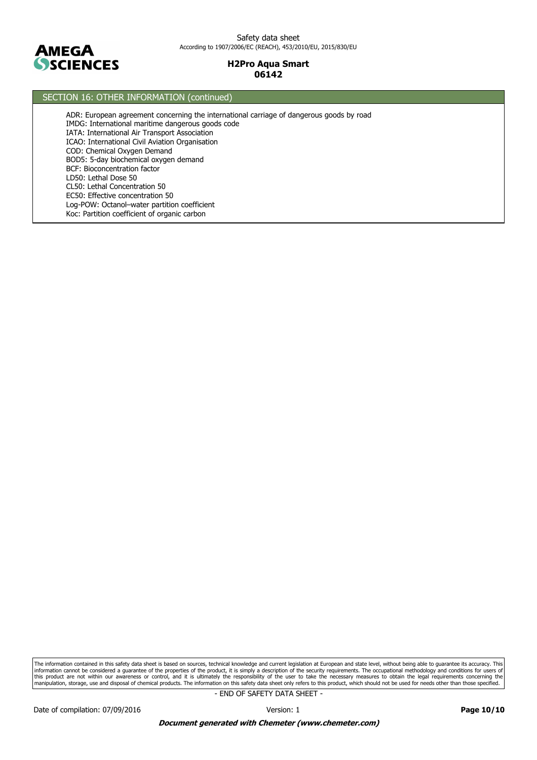## SECTION 16: OTHER INFORMATION (continued)

ADR: European agreement concerning the international carriage of dangerous goods by road
IMDG: International maritime dangerous goods code
IATA: International Air Transport Association
ICAO: International Civil Aviation Organisation
COD: Chemical Oxygen Demand
BOD5: 5-day biochemical oxygen demand
BCF: Bioconcentration factor
LD50: Lethal Dose 50
CL50: Lethal Concentration 50
EC50: Effective concentration 50
Log-POW: Octanol–water partition coefficient
Koc: Partition coefficient of organic carbon

The information contained in this safety data sheet is based on sources, technical knowledge and current legislation at European and state level, without being able to guarantee its accuracy. This information cannot be considered a guarantee of the properties of the product, it is simply a description of the security requirements. The occupational methodology and conditions for users of this product are not within our awareness or control, and it is ultimately the responsibility of the user to take the necessary measures to obtain the legal requirements concerning the manipulation, storage, use and disposal of chemical products. The information on this safety data sheet only refers to this product, which should not be used for needs other than those specified.

- END OF SAFETY DATA SHEET -

Date of compilation: 07/09/2016 Version: 1

***Document generated with Chemeter (www.chemeter.com)***